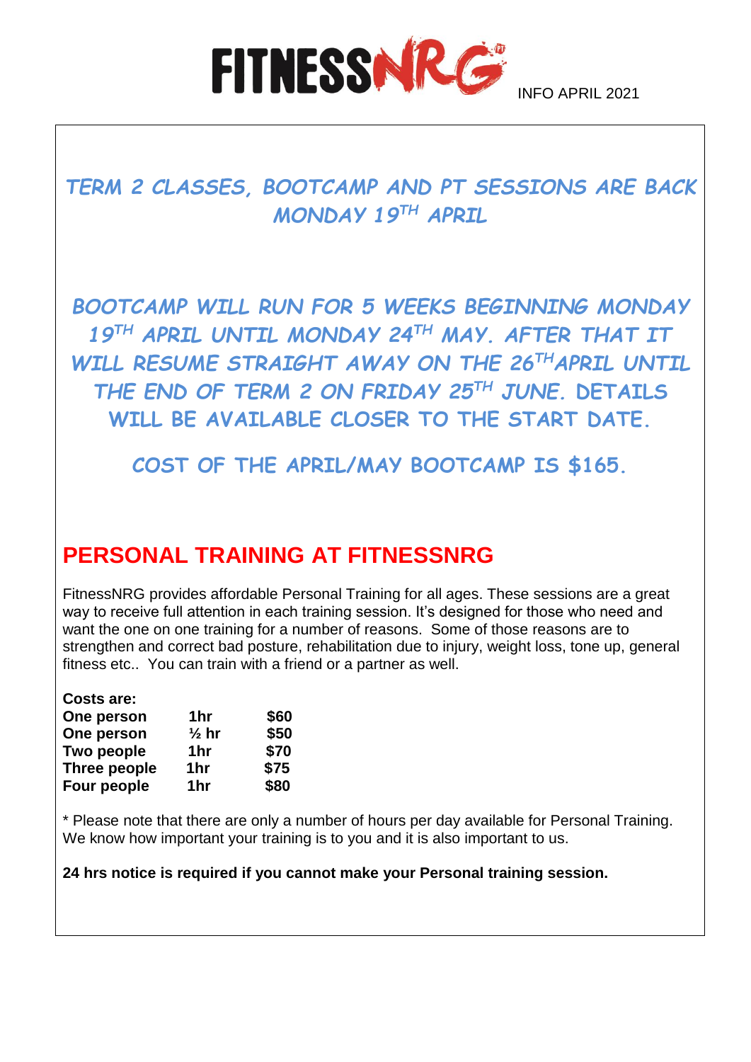# FITNESSNRG

INFO APRIL 2021

***TERM 2 CLASSES, BOOTCAMP AND PT SESSIONS ARE BACK MONDAY 19TH APRIL***

***BOOTCAMP WILL RUN FOR 5 WEEKS BEGINNING MONDAY 19TH APRIL UNTIL MONDAY 24TH MAY. AFTER THAT IT WILL RESUME STRAIGHT AWAY ON THE 26TH APRIL UNTIL THE END OF TERM 2 ON FRIDAY 25TH JUNE. DETAILS WILL BE AVAILABLE CLOSER TO THE START DATE.***

***COST OF THE APRIL/MAY BOOTCAMP IS $165.***

## PERSONAL TRAINING AT FITNESSNRG

FitnessNRG provides affordable Personal Training for all ages. These sessions are a great way to receive full attention in each training session. It's designed for those who need and want the one on one training for a number of reasons. Some of those reasons are to strengthen and correct bad posture, rehabilitation due to injury, weight loss, tone up, general fitness etc.. You can train with a friend or a partner as well.

**Costs are:**

| | | |
|---|---|---|
| **One person** | **1hr** | **$60** |
| **One person** | **½ hr** | **$50** |
| **Two people** | **1hr** | **$70** |
| **Three people** | **1hr** | **$75** |
| **Four people** | **1hr** | **$80** |

* Please note that there are only a number of hours per day available for Personal Training. We know how important your training is to you and it is also important to us.

**24 hrs notice is required if you cannot make your Personal training session.**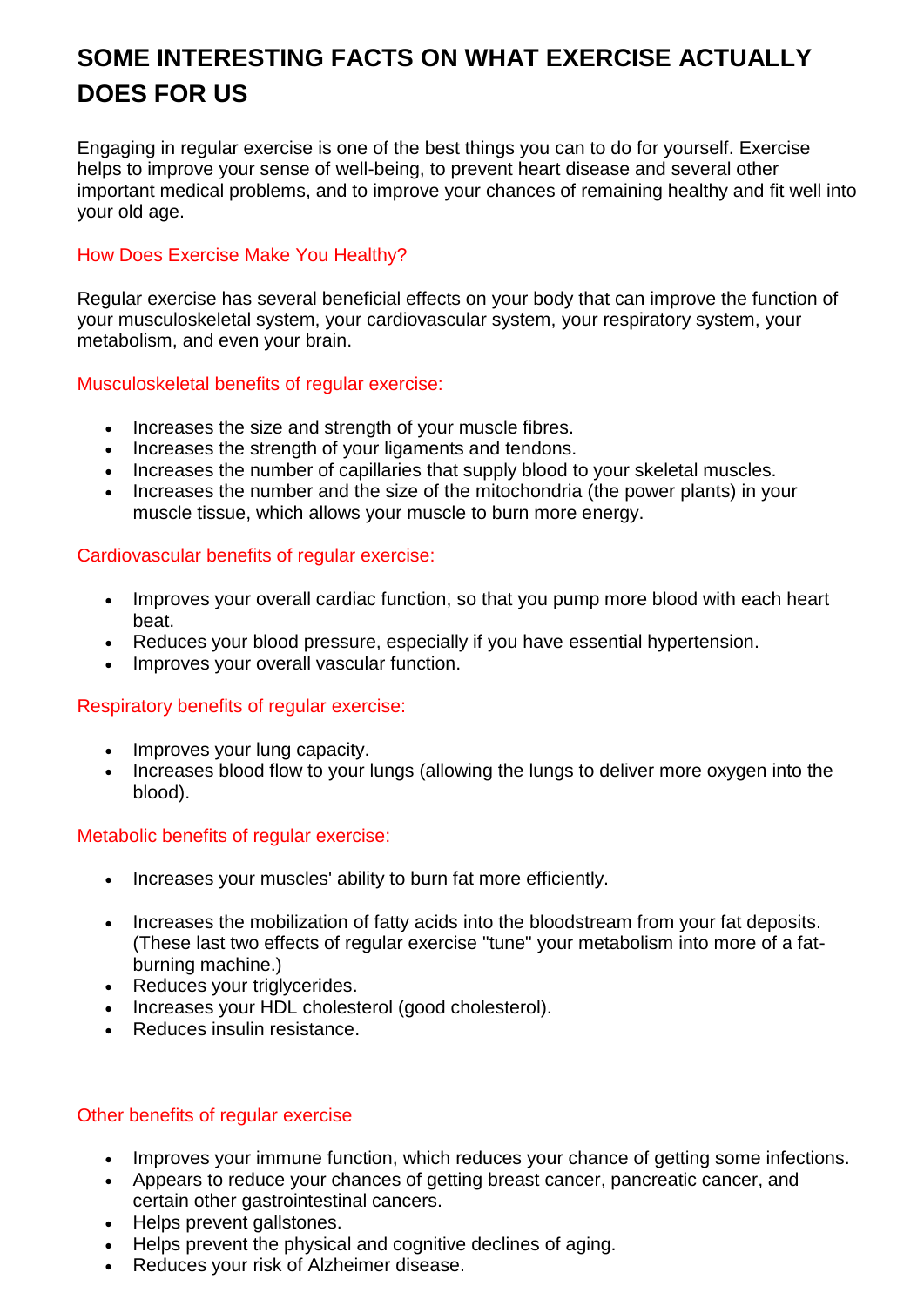# SOME INTERESTING FACTS ON WHAT EXERCISE ACTUALLY DOES FOR US

Engaging in regular exercise is one of the best things you can to do for yourself. Exercise helps to improve your sense of well-being, to prevent heart disease and several other important medical problems, and to improve your chances of remaining healthy and fit well into your old age.

## How Does Exercise Make You Healthy?

Regular exercise has several beneficial effects on your body that can improve the function of your musculoskeletal system, your cardiovascular system, your respiratory system, your metabolism, and even your brain.

### Musculoskeletal benefits of regular exercise:

- Increases the size and strength of your muscle fibres.
- Increases the strength of your ligaments and tendons.
- Increases the number of capillaries that supply blood to your skeletal muscles.
- Increases the number and the size of the mitochondria (the power plants) in your muscle tissue, which allows your muscle to burn more energy.

### Cardiovascular benefits of regular exercise:

- Improves your overall cardiac function, so that you pump more blood with each heart beat.
- Reduces your blood pressure, especially if you have essential hypertension.
- Improves your overall vascular function.

### Respiratory benefits of regular exercise:

- Improves your lung capacity.
- Increases blood flow to your lungs (allowing the lungs to deliver more oxygen into the blood).

### Metabolic benefits of regular exercise:

- Increases your muscles' ability to burn fat more efficiently.
- Increases the mobilization of fatty acids into the bloodstream from your fat deposits. (These last two effects of regular exercise "tune" your metabolism into more of a fat-burning machine.)
- Reduces your triglycerides.
- Increases your HDL cholesterol (good cholesterol).
- Reduces insulin resistance.

### Other benefits of regular exercise

- Improves your immune function, which reduces your chance of getting some infections.
- Appears to reduce your chances of getting breast cancer, pancreatic cancer, and certain other gastrointestinal cancers.
- Helps prevent gallstones.
- Helps prevent the physical and cognitive declines of aging.
- Reduces your risk of Alzheimer disease.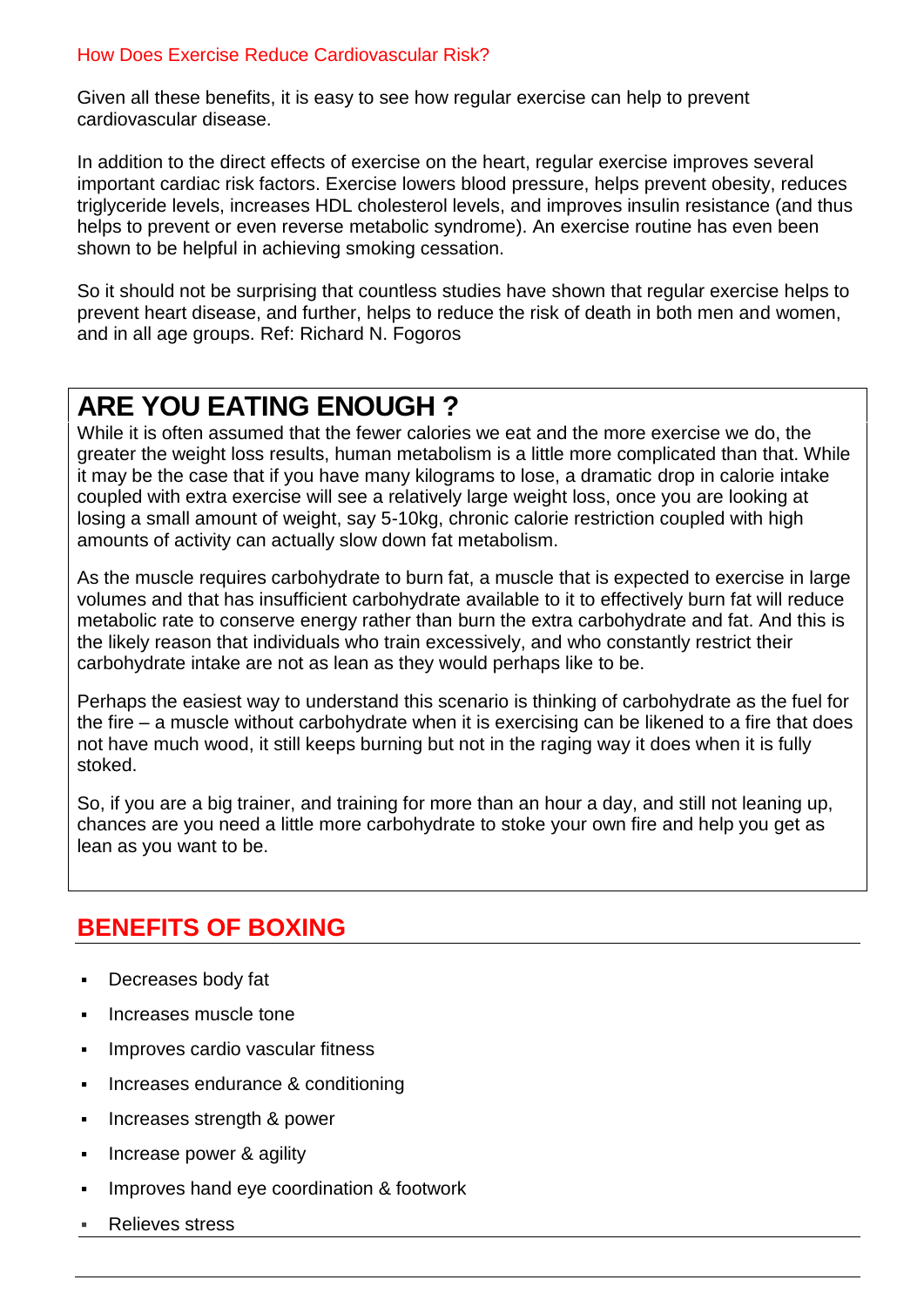## How Does Exercise Reduce Cardiovascular Risk?

Given all these benefits, it is easy to see how regular exercise can help to prevent cardiovascular disease.

In addition to the direct effects of exercise on the heart, regular exercise improves several important cardiac risk factors. Exercise lowers blood pressure, helps prevent obesity, reduces triglyceride levels, increases HDL cholesterol levels, and improves insulin resistance (and thus helps to prevent or even reverse metabolic syndrome). An exercise routine has even been shown to be helpful in achieving smoking cessation.

So it should not be surprising that countless studies have shown that regular exercise helps to prevent heart disease, and further, helps to reduce the risk of death in both men and women, and in all age groups. Ref: Richard N. Fogoros

# ARE YOU EATING ENOUGH ?

While it is often assumed that the fewer calories we eat and the more exercise we do, the greater the weight loss results, human metabolism is a little more complicated than that. While it may be the case that if you have many kilograms to lose, a dramatic drop in calorie intake coupled with extra exercise will see a relatively large weight loss, once you are looking at losing a small amount of weight, say 5-10kg, chronic calorie restriction coupled with high amounts of activity can actually slow down fat metabolism.

As the muscle requires carbohydrate to burn fat, a muscle that is expected to exercise in large volumes and that has insufficient carbohydrate available to it to effectively burn fat will reduce metabolic rate to conserve energy rather than burn the extra carbohydrate and fat. And this is the likely reason that individuals who train excessively, and who constantly restrict their carbohydrate intake are not as lean as they would perhaps like to be.

Perhaps the easiest way to understand this scenario is thinking of carbohydrate as the fuel for the fire – a muscle without carbohydrate when it is exercising can be likened to a fire that does not have much wood, it still keeps burning but not in the raging way it does when it is fully stoked.

So, if you are a big trainer, and training for more than an hour a day, and still not leaning up, chances are you need a little more carbohydrate to stoke your own fire and help you get as lean as you want to be.

# BENEFITS OF BOXING

- Decreases body fat
- Increases muscle tone
- Improves cardio vascular fitness
- Increases endurance & conditioning
- Increases strength & power
- Increase power & agility
- Improves hand eye coordination & footwork
- Relieves stress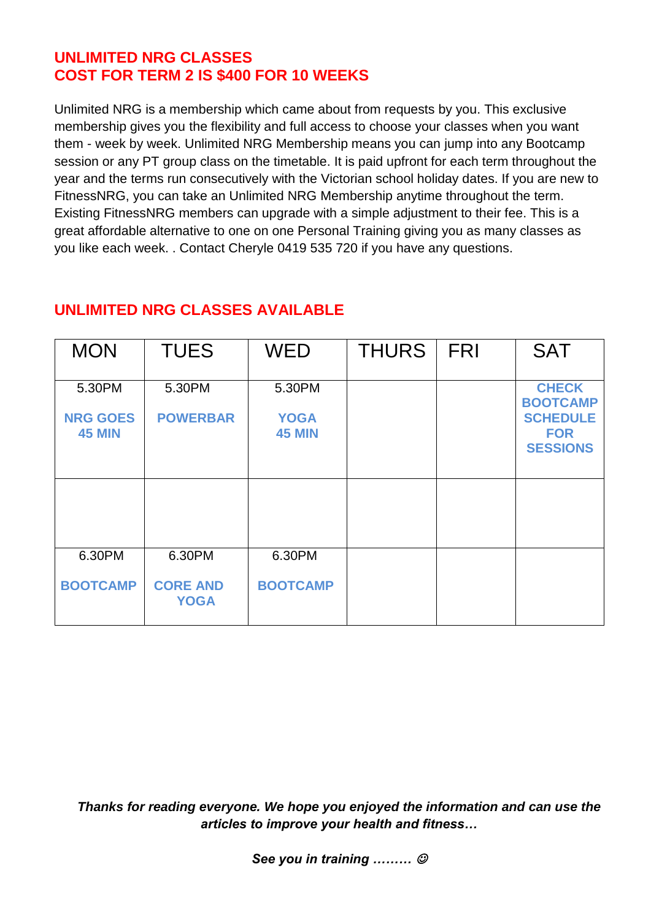## UNLIMITED NRG CLASSES
## COST FOR TERM 2 IS $400 FOR 10 WEEKS

Unlimited NRG is a membership which came about from requests by you. This exclusive membership gives you the flexibility and full access to choose your classes when you want them - week by week. Unlimited NRG Membership means you can jump into any Bootcamp session or any PT group class on the timetable. It is paid upfront for each term throughout the year and the terms run consecutively with the Victorian school holiday dates. If you are new to FitnessNRG, you can take an Unlimited NRG Membership anytime throughout the term. Existing FitnessNRG members can upgrade with a simple adjustment to their fee. This is a great affordable alternative to one on one Personal Training giving you as many classes as you like each week. . Contact Cheryle 0419 535 720 if you have any questions.

## UNLIMITED NRG CLASSES AVAILABLE

| MON | TUES | WED | THURS | FRI | SAT |
|---|---|---|---|---|---|
| 5.30PM **NRG GOES 45 MIN** | 5.30PM **POWERBAR** | 5.30PM **YOGA 45 MIN** | | | **CHECK BOOTCAMP SCHEDULE FOR SESSIONS** |
| | | | | | |
| 6.30PM **BOOTCAMP** | 6.30PM **CORE AND YOGA** | 6.30PM **BOOTCAMP** | | | |

***Thanks for reading everyone. We hope you enjoyed the information and can use the articles to improve your health and fitness…***

***See you in training ……… ☺***